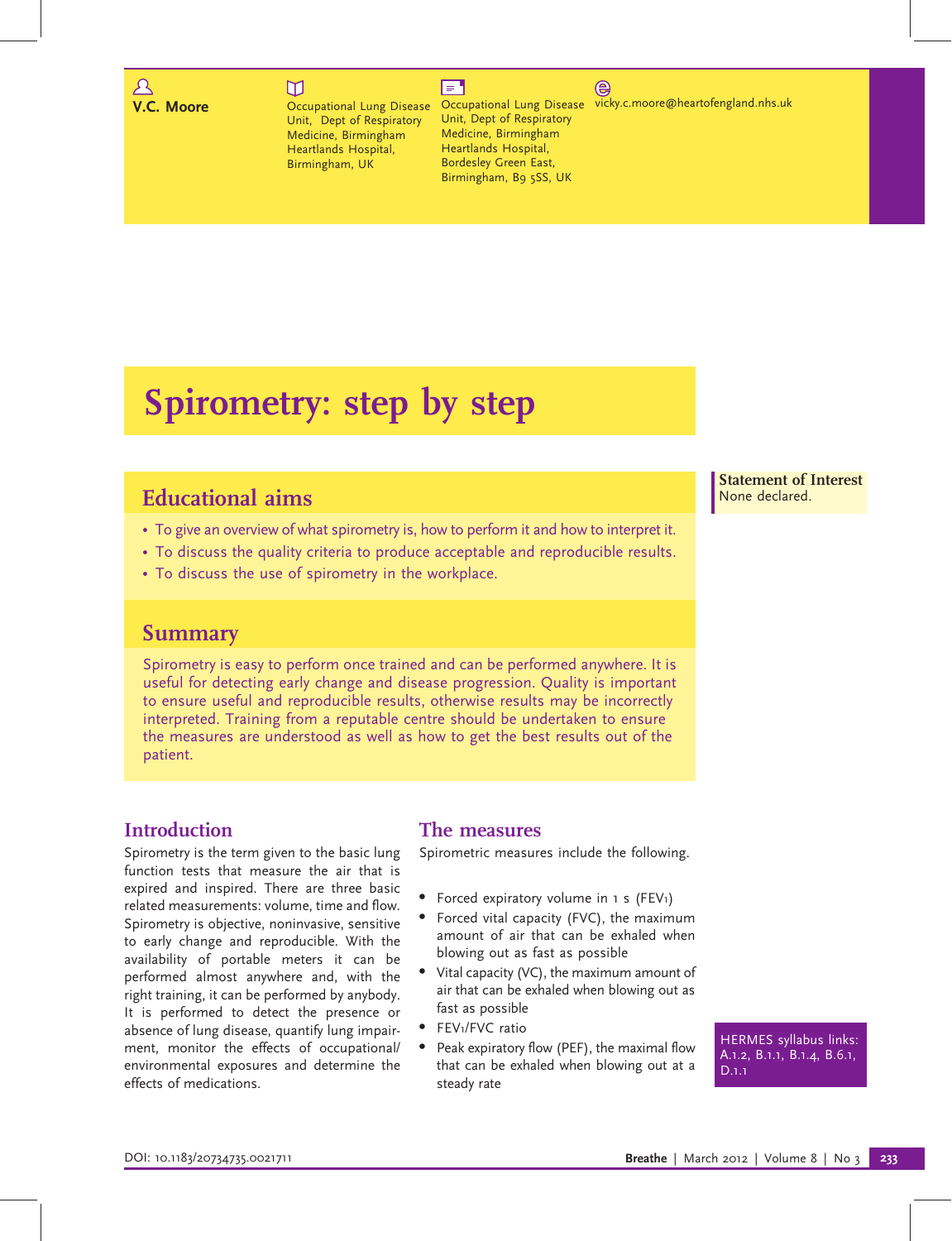**V.C. Moore**

Occupational Lung Disease Unit, Dept of Respiratory Medicine, Birmingham Heartlands Hospital, Birmingham, UK

Occupational Lung Disease Unit, Dept of Respiratory Medicine, Birmingham Heartlands Hospital, Bordesley Green East, Birmingham, B9 5SS, UK

vicky.c.moore@heartofengland.nhs.uk

# Spirometry: step by step

**Statement of Interest**
None declared.

## Educational aims

- To give an overview of what spirometry is, how to perform it and how to interpret it.
- To discuss the quality criteria to produce acceptable and reproducible results.
- To discuss the use of spirometry in the workplace.

## Summary

Spirometry is easy to perform once trained and can be performed anywhere. It is useful for detecting early change and disease progression. Quality is important to ensure useful and reproducible results, otherwise results may be incorrectly interpreted. Training from a reputable centre should be undertaken to ensure the measures are understood as well as how to get the best results out of the patient.

## Introduction

Spirometry is the term given to the basic lung function tests that measure the air that is expired and inspired. There are three basic related measurements: volume, time and flow. Spirometry is objective, noninvasive, sensitive to early change and reproducible. With the availability of portable meters it can be performed almost anywhere and, with the right training, it can be performed by anybody. It is performed to detect the presence or absence of lung disease, quantify lung impairment, monitor the effects of occupational/environmental exposures and determine the effects of medications.

## The measures

Spirometric measures include the following.

- Forced expiratory volume in 1 s ($FEV_1$)
- Forced vital capacity (FVC), the maximum amount of air that can be exhaled when blowing out as fast as possible
- Vital capacity (VC), the maximum amount of air that can be exhaled when blowing out as fast as possible
- $FEV_1$/FVC ratio
- Peak expiratory flow (PEF), the maximal flow that can be exhaled when blowing out at a steady rate

HERMES syllabus links: A.1.2, B.1.1, B.1.4, B.6.1, D.1.1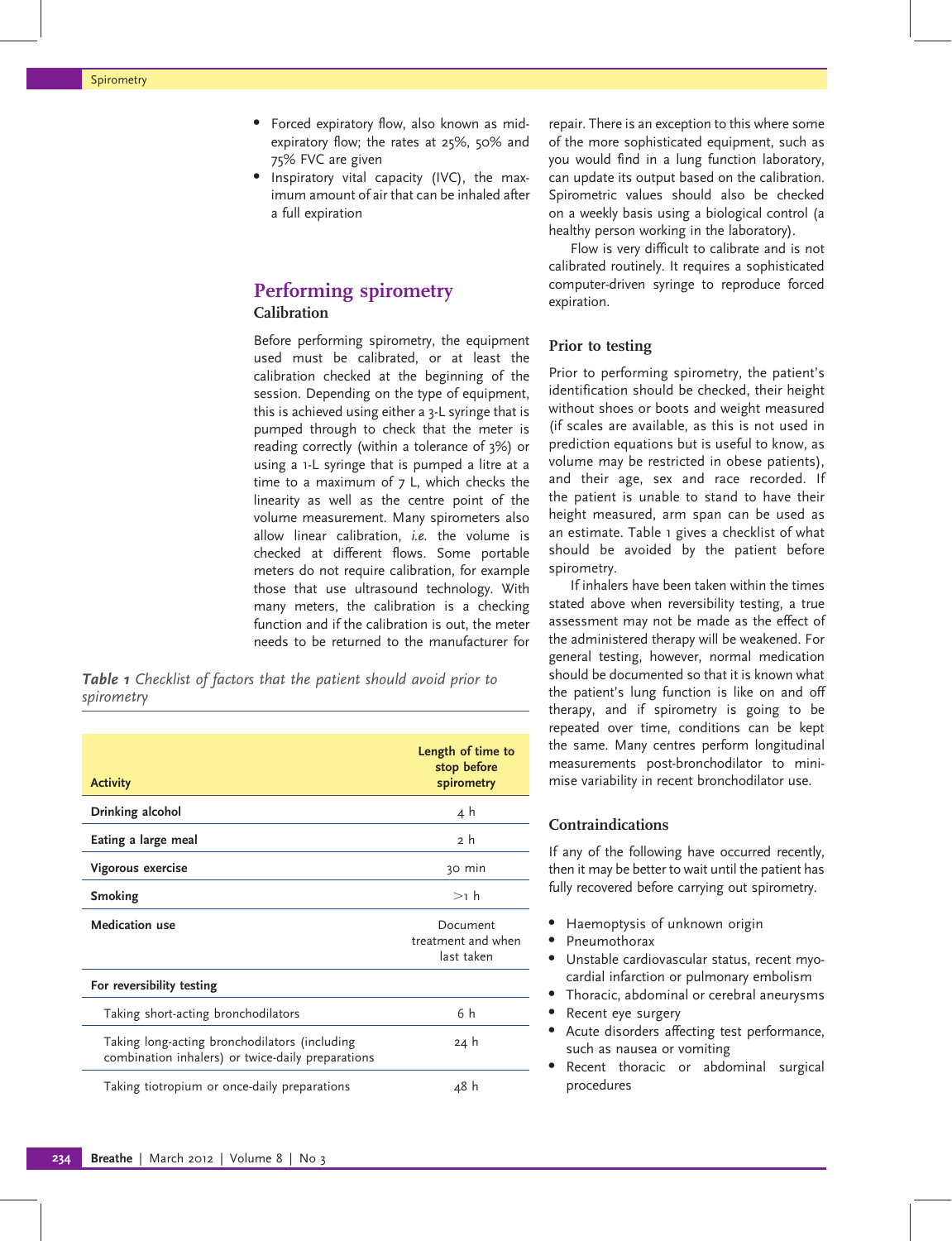- Forced expiratory flow, also known as mid-expiratory flow; the rates at 25%, 50% and 75% FVC are given
- Inspiratory vital capacity (IVC), the maximum amount of air that can be inhaled after a full expiration

## Performing spirometry

### Calibration

Before performing spirometry, the equipment used must be calibrated, or at least the calibration checked at the beginning of the session. Depending on the type of equipment, this is achieved using either a 3-L syringe that is pumped through to check that the meter is reading correctly (within a tolerance of 3%) or using a 1-L syringe that is pumped a litre at a time to a maximum of 7 L, which checks the linearity as well as the centre point of the volume measurement. Many spirometers also allow linear calibration, *i.e.* the volume is checked at different flows. Some portable meters do not require calibration, for example those that use ultrasound technology. With many meters, the calibration is a checking function and if the calibration is out, the meter needs to be returned to the manufacturer for repair. There is an exception to this where some of the more sophisticated equipment, such as you would find in a lung function laboratory, can update its output based on the calibration. Spirometric values should also be checked on a weekly basis using a biological control (a healthy person working in the laboratory).

Flow is very difficult to calibrate and is not calibrated routinely. It requires a sophisticated computer-driven syringe to reproduce forced expiration.

***Table 1** Checklist of factors that the patient should avoid prior to spirometry*

| Activity | Length of time to stop before spirometry |
|---|---|
| **Drinking alcohol** | 4 h |
| **Eating a large meal** | 2 h |
| **Vigorous exercise** | 30 min |
| **Smoking** | >1 h |
| **Medication use** | Document treatment and when last taken |
| **For reversibility testing** | |
| Taking short-acting bronchodilators | 6 h |
| Taking long-acting bronchodilators (including combination inhalers) or twice-daily preparations | 24 h |
| Taking tiotropium or once-daily preparations | 48 h |

### Prior to testing

Prior to performing spirometry, the patient's identification should be checked, their height without shoes or boots and weight measured (if scales are available, as this is not used in prediction equations but is useful to know, as volume may be restricted in obese patients), and their age, sex and race recorded. If the patient is unable to stand to have their height measured, arm span can be used as an estimate. Table 1 gives a checklist of what should be avoided by the patient before spirometry.

If inhalers have been taken within the times stated above when reversibility testing, a true assessment may not be made as the effect of the administered therapy will be weakened. For general testing, however, normal medication should be documented so that it is known what the patient's lung function is like on and off therapy, and if spirometry is going to be repeated over time, conditions can be kept the same. Many centres perform longitudinal measurements post-bronchodilator to minimise variability in recent bronchodilator use.

### Contraindications

If any of the following have occurred recently, then it may be better to wait until the patient has fully recovered before carrying out spirometry.

- Haemoptysis of unknown origin
- Pneumothorax
- Unstable cardiovascular status, recent myocardial infarction or pulmonary embolism
- Thoracic, abdominal or cerebral aneurysms
- Recent eye surgery
- Acute disorders affecting test performance, such as nausea or vomiting
- Recent thoracic or abdominal surgical procedures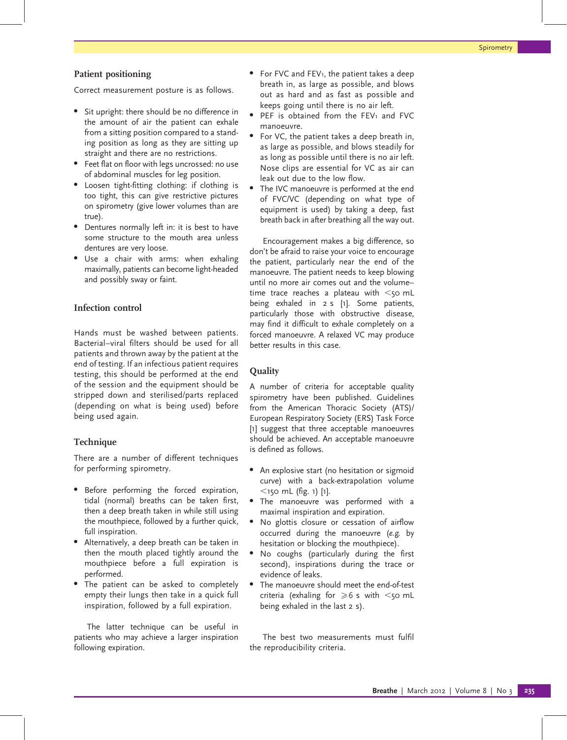## Patient positioning

Correct measurement posture is as follows.

- Sit upright: there should be no difference in the amount of air the patient can exhale from a sitting position compared to a standing position as long as they are sitting up straight and there are no restrictions.
- Feet flat on floor with legs uncrossed: no use of abdominal muscles for leg position.
- Loosen tight-fitting clothing: if clothing is too tight, this can give restrictive pictures on spirometry (give lower volumes than are true).
- Dentures normally left in: it is best to have some structure to the mouth area unless dentures are very loose.
- Use a chair with arms: when exhaling maximally, patients can become light-headed and possibly sway or faint.

## Infection control

Hands must be washed between patients. Bacterial–viral filters should be used for all patients and thrown away by the patient at the end of testing. If an infectious patient requires testing, this should be performed at the end of the session and the equipment should be stripped down and sterilised/parts replaced (depending on what is being used) before being used again.

## Technique

There are a number of different techniques for performing spirometry.

- Before performing the forced expiration, tidal (normal) breaths can be taken first, then a deep breath taken in while still using the mouthpiece, followed by a further quick, full inspiration.
- Alternatively, a deep breath can be taken in then the mouth placed tightly around the mouthpiece before a full expiration is performed.
- The patient can be asked to completely empty their lungs then take in a quick full inspiration, followed by a full expiration.

The latter technique can be useful in patients who may achieve a larger inspiration following expiration.

- For FVC and $FEV_1$, the patient takes a deep breath in, as large as possible, and blows out as hard and as fast as possible and keeps going until there is no air left.
- PEF is obtained from the $FEV_1$ and FVC manoeuvre.
- For VC, the patient takes a deep breath in, as large as possible, and blows steadily for as long as possible until there is no air left. Nose clips are essential for VC as air can leak out due to the low flow.
- The IVC manoeuvre is performed at the end of FVC/VC (depending on what type of equipment is used) by taking a deep, fast breath back in after breathing all the way out.

Encouragement makes a big difference, so don't be afraid to raise your voice to encourage the patient, particularly near the end of the manoeuvre. The patient needs to keep blowing until no more air comes out and the volume–time trace reaches a plateau with <50 mL being exhaled in 2 s [1]. Some patients, particularly those with obstructive disease, may find it difficult to exhale completely on a forced manoeuvre. A relaxed VC may produce better results in this case.

## Quality

A number of criteria for acceptable quality spirometry have been published. Guidelines from the American Thoracic Society (ATS)/ European Respiratory Society (ERS) Task Force [1] suggest that three acceptable manoeuvres should be achieved. An acceptable manoeuvre is defined as follows.

- An explosive start (no hesitation or sigmoid curve) with a back-extrapolation volume <150 mL (fig. 1) [1].
- The manoeuvre was performed with a maximal inspiration and expiration.
- No glottis closure or cessation of airflow occurred during the manoeuvre (*e.g.* by hesitation or blocking the mouthpiece).
- No coughs (particularly during the first second), inspirations during the trace or evidence of leaks.
- The manoeuvre should meet the end-of-test criteria (exhaling for ≥6 s with <50 mL being exhaled in the last 2 s).

The best two measurements must fulfil the reproducibility criteria.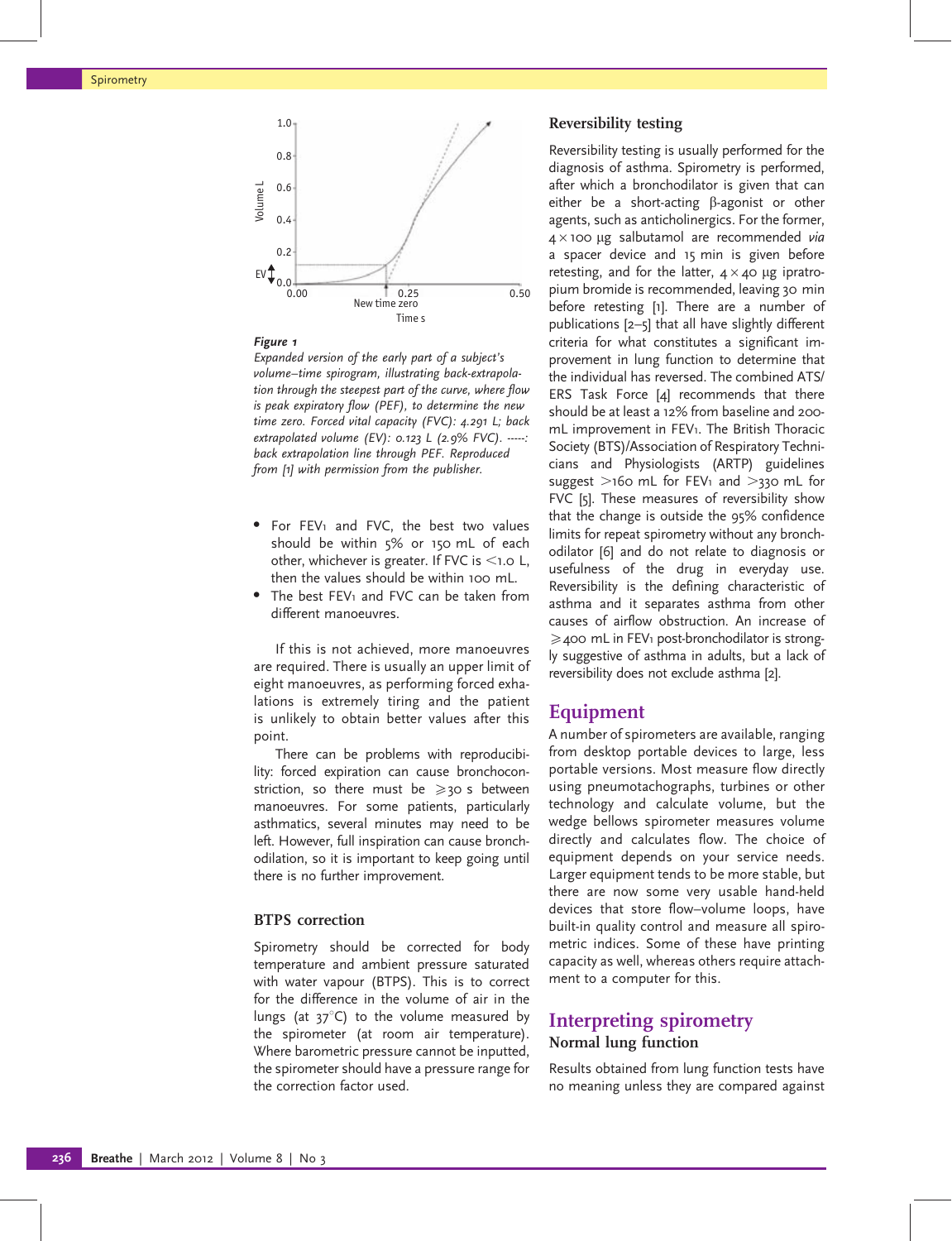*Figure 1*

*Expanded version of the early part of a subject's volume–time spirogram, illustrating back-extrapolation through the steepest part of the curve, where flow is peak expiratory flow (PEF), to determine the new time zero. Forced vital capacity (FVC): 4.291 L; back extrapolated volume (EV): 0.123 L (2.9% FVC). -----: back extrapolation line through PEF. Reproduced from [1] with permission from the publisher.*

- For $FEV_1$ and FVC, the best two values should be within 5% or 150 mL of each other, whichever is greater. If FVC is <1.0 L, then the values should be within 100 mL.
- The best $FEV_1$ and FVC can be taken from different manoeuvres.

If this is not achieved, more manoeuvres are required. There is usually an upper limit of eight manoeuvres, as performing forced exhalations is extremely tiring and the patient is unlikely to obtain better values after this point.

There can be problems with reproducibility: forced expiration can cause bronchoconstriction, so there must be ⩾30 s between manoeuvres. For some patients, particularly asthmatics, several minutes may need to be left. However, full inspiration can cause bronchodilation, so it is important to keep going until there is no further improvement.

### BTPS correction

Spirometry should be corrected for body temperature and ambient pressure saturated with water vapour (BTPS). This is to correct for the difference in the volume of air in the lungs (at 37°C) to the volume measured by the spirometer (at room air temperature). Where barometric pressure cannot be inputted, the spirometer should have a pressure range for the correction factor used.

### Reversibility testing

Reversibility testing is usually performed for the diagnosis of asthma. Spirometry is performed, after which a bronchodilator is given that can either be a short-acting β-agonist or other agents, such as anticholinergics. For the former, 4 × 100 µg salbutamol are recommended *via* a spacer device and 15 min is given before retesting, and for the latter, 4 × 40 µg ipratropium bromide is recommended, leaving 30 min before retesting [1]. There are a number of publications [2–5] that all have slightly different criteria for what constitutes a significant improvement in lung function to determine that the individual has reversed. The combined ATS/ERS Task Force [4] recommends that there should be at least a 12% from baseline and 200-mL improvement in $FEV_1$. The British Thoracic Society (BTS)/Association of Respiratory Technicians and Physiologists (ARTP) guidelines suggest >160 mL for $FEV_1$ and >330 mL for FVC [5]. These measures of reversibility show that the change is outside the 95% confidence limits for repeat spirometry without any bronchodilator [6] and do not relate to diagnosis or usefulness of the drug in everyday use. Reversibility is the defining characteristic of asthma and it separates asthma from other causes of airflow obstruction. An increase of ⩾400 mL in $FEV_1$ post-bronchodilator is strongly suggestive of asthma in adults, but a lack of reversibility does not exclude asthma [2].

## Equipment

A number of spirometers are available, ranging from desktop portable devices to large, less portable versions. Most measure flow directly using pneumotachographs, turbines or other technology and calculate volume, but the wedge bellows spirometer measures volume directly and calculates flow. The choice of equipment depends on your service needs. Larger equipment tends to be more stable, but there are now some very usable hand-held devices that store flow–volume loops, have built-in quality control and measure all spirometric indices. Some of these have printing capacity as well, whereas others require attachment to a computer for this.

## Interpreting spirometry

### Normal lung function

Results obtained from lung function tests have no meaning unless they are compared against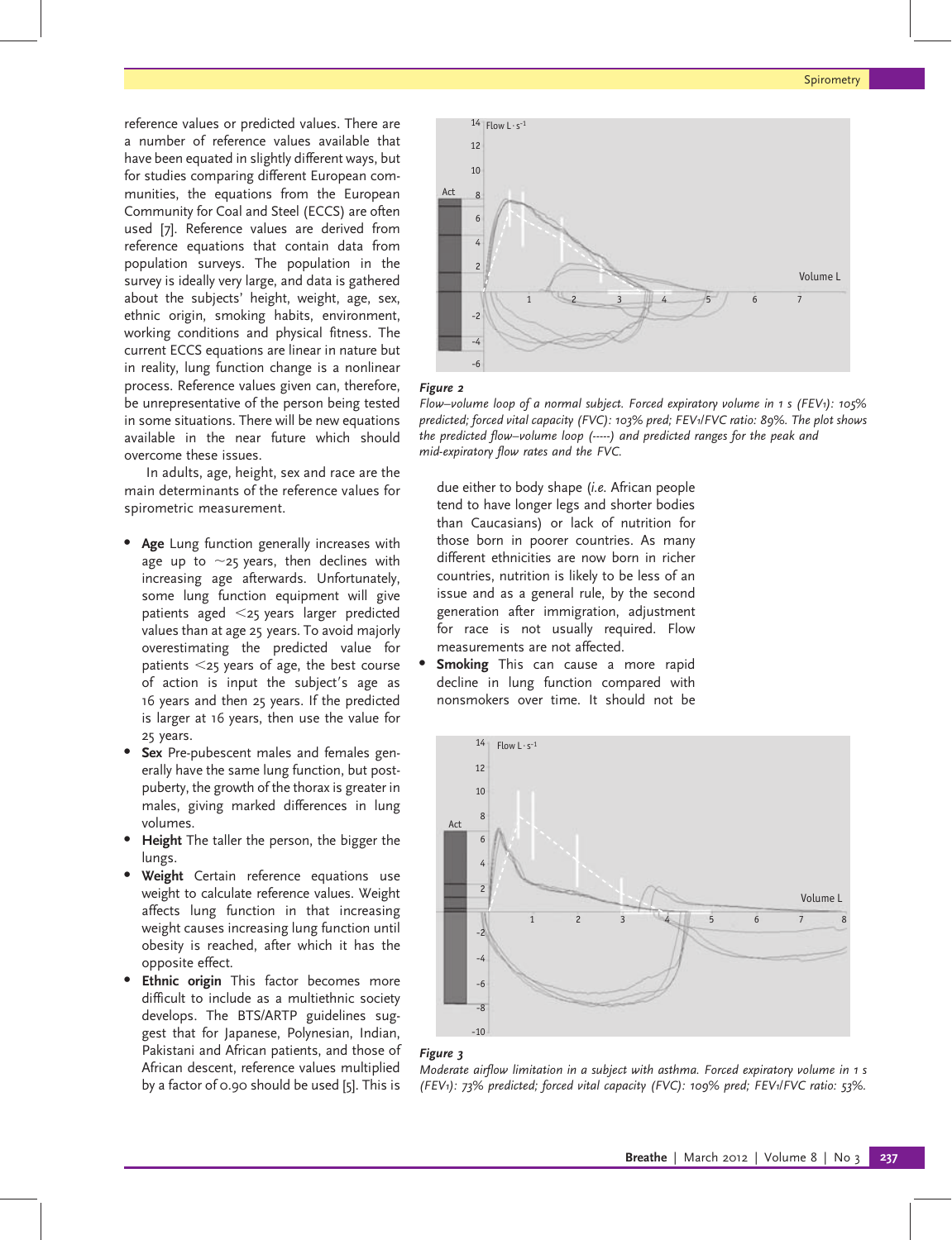reference values or predicted values. There are a number of reference values available that have been equated in slightly different ways, but for studies comparing different European communities, the equations from the European Community for Coal and Steel (ECCS) are often used [7]. Reference values are derived from reference equations that contain data from population surveys. The population in the survey is ideally very large, and data is gathered about the subjects' height, weight, age, sex, ethnic origin, smoking habits, environment, working conditions and physical fitness. The current ECCS equations are linear in nature but in reality, lung function change is a nonlinear process. Reference values given can, therefore, be unrepresentative of the person being tested in some situations. There will be new equations available in the near future which should overcome these issues.

In adults, age, height, sex and race are the main determinants of the reference values for spirometric measurement.

- **Age** Lung function generally increases with age up to ~25 years, then declines with increasing age afterwards. Unfortunately, some lung function equipment will give patients aged <25 years larger predicted values than at age 25 years. To avoid majorly overestimating the predicted value for patients <25 years of age, the best course of action is input the subject's age as 16 years and then 25 years. If the predicted is larger at 16 years, then use the value for 25 years.
- **Sex** Pre-pubescent males and females generally have the same lung function, but post-puberty, the growth of the thorax is greater in males, giving marked differences in lung volumes.
- **Height** The taller the person, the bigger the lungs.
- **Weight** Certain reference equations use weight to calculate reference values. Weight affects lung function in that increasing weight causes increasing lung function until obesity is reached, after which it has the opposite effect.
- **Ethnic origin** This factor becomes more difficult to include as a multiethnic society develops. The BTS/ARTP guidelines suggest that for Japanese, Polynesian, Indian, Pakistani and African patients, and those of African descent, reference values multiplied by a factor of 0.90 should be used [5]. This is due either to body shape (*i.e.* African people tend to have longer legs and shorter bodies than Caucasians) or lack of nutrition for those born in poorer countries. As many different ethnicities are now born in richer countries, nutrition is likely to be less of an issue and as a general rule, by the second generation after immigration, adjustment for race is not usually required. Flow measurements are not affected.
- **Smoking** This can cause a more rapid decline in lung function compared with nonsmokers over time. It should not be

***Figure 2***

*Flow–volume loop of a normal subject. Forced expiratory volume in 1 s ($FEV_1$): 105% predicted; forced vital capacity (FVC): 103% pred; $FEV_1$/FVC ratio: 89%. The plot shows the predicted flow–volume loop (-----) and predicted ranges for the peak and mid-expiratory flow rates and the FVC.*

***Figure 3***

*Moderate airflow limitation in a subject with asthma. Forced expiratory volume in 1 s ($FEV_1$): 73% predicted; forced vital capacity (FVC): 109% pred; $FEV_1$/FVC ratio: 53%.*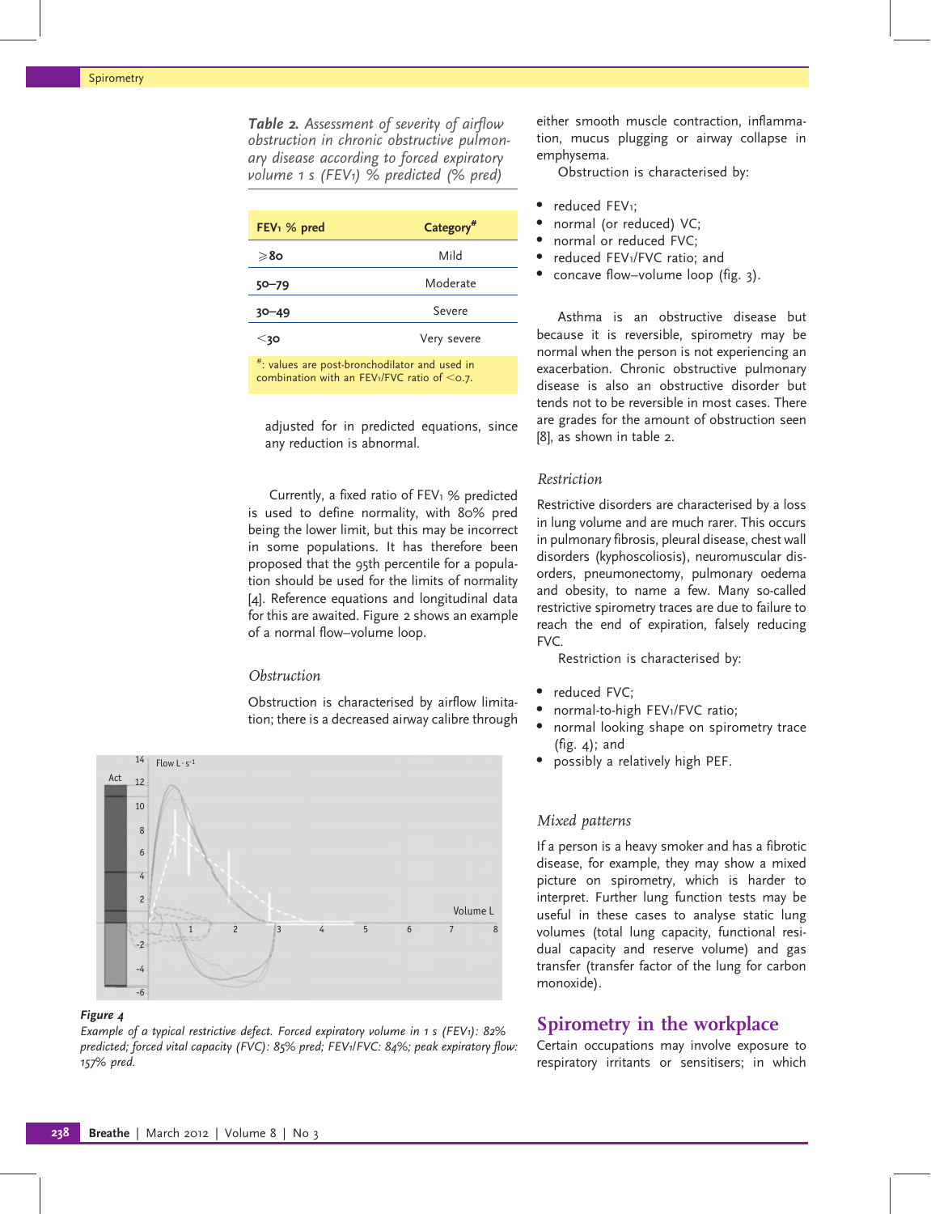*Table 2. Assessment of severity of airflow obstruction in chronic obstructive pulmonary disease according to forced expiratory volume 1 s ($FEV_1$) % predicted (% pred)*

| $FEV_1$ % pred | Category# |
|---|---|
| ≥80 | Mild |
| 50–79 | Moderate |
| 30–49 | Severe |
| <30 | Very severe |

#: values are post-bronchodilator and used in combination with an $FEV_1$/FVC ratio of <0.7.

adjusted for in predicted equations, since any reduction is abnormal.

Currently, a fixed ratio of $FEV_1$ % predicted is used to define normality, with 80% pred being the lower limit, but this may be incorrect in some populations. It has therefore been proposed that the 95th percentile for a population should be used for the limits of normality [4]. Reference equations and longitudinal data for this are awaited. Figure 2 shows an example of a normal flow–volume loop.

### Obstruction

Obstruction is characterised by airflow limitation; there is a decreased airway calibre through either smooth muscle contraction, inflammation, mucus plugging or airway collapse in emphysema.

Obstruction is characterised by:

- reduced $FEV_1$;
- normal (or reduced) VC;
- normal or reduced FVC;
- reduced $FEV_1$/FVC ratio; and
- concave flow–volume loop (fig. 3).

Asthma is an obstructive disease but because it is reversible, spirometry may be normal when the person is not experiencing an exacerbation. Chronic obstructive pulmonary disease is also an obstructive disorder but tends not to be reversible in most cases. There are grades for the amount of obstruction seen [8], as shown in table 2.

### Restriction

Restrictive disorders are characterised by a loss in lung volume and are much rarer. This occurs in pulmonary fibrosis, pleural disease, chest wall disorders (kyphoscoliosis), neuromuscular disorders, pneumonectomy, pulmonary oedema and obesity, to name a few. Many so-called restrictive spirometry traces are due to failure to reach the end of expiration, falsely reducing FVC.

Restriction is characterised by:

- reduced FVC;
- normal-to-high $FEV_1$/FVC ratio;
- normal looking shape on spirometry trace (fig. 4); and
- possibly a relatively high PEF.

**Figure 4**

*Example of a typical restrictive defect. Forced expiratory volume in 1 s ($FEV_1$): 82% predicted; forced vital capacity (FVC): 85% pred; $FEV_1$/FVC: 84%; peak expiratory flow: 157% pred.*

### Mixed patterns

If a person is a heavy smoker and has a fibrotic disease, for example, they may show a mixed picture on spirometry, which is harder to interpret. Further lung function tests may be useful in these cases to analyse static lung volumes (total lung capacity, functional residual capacity and reserve volume) and gas transfer (transfer factor of the lung for carbon monoxide).

## Spirometry in the workplace

Certain occupations may involve exposure to respiratory irritants or sensitisers; in which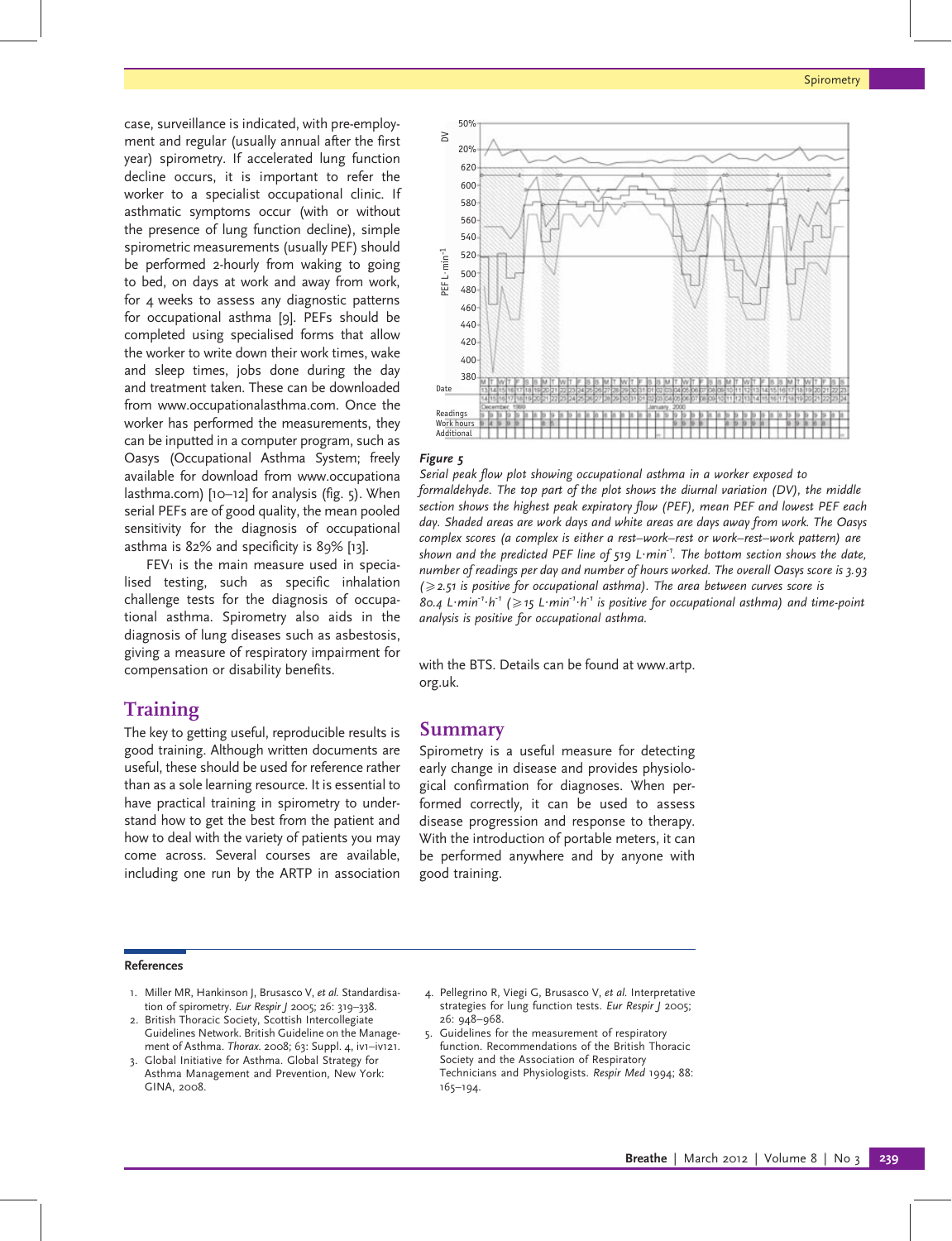case, surveillance is indicated, with pre-employment and regular (usually annual after the first year) spirometry. If accelerated lung function decline occurs, it is important to refer the worker to a specialist occupational clinic. If asthmatic symptoms occur (with or without the presence of lung function decline), simple spirometric measurements (usually PEF) should be performed 2-hourly from waking to going to bed, on days at work and away from work, for 4 weeks to assess any diagnostic patterns for occupational asthma [9]. PEFs should be completed using specialised forms that allow the worker to write down their work times, wake and sleep times, jobs done during the day and treatment taken. These can be downloaded from www.occupationalasthma.com. Once the worker has performed the measurements, they can be inputted in a computer program, such as Oasys (Occupational Asthma System; freely available for download from www.occupationalasthma.com) [10–12] for analysis (fig. 5). When serial PEFs are of good quality, the mean pooled sensitivity for the diagnosis of occupational asthma is 82% and specificity is 89% [13].

$FEV_1$ is the main measure used in specialised testing, such as specific inhalation challenge tests for the diagnosis of occupational asthma. Spirometry also aids in the diagnosis of lung diseases such as asbestosis, giving a measure of respiratory impairment for compensation or disability benefits.

***Figure 5***
*Serial peak flow plot showing occupational asthma in a worker exposed to formaldehyde. The top part of the plot shows the diurnal variation (DV), the middle section shows the highest peak expiratory flow (PEF), mean PEF and lowest PEF each day. Shaded areas are work days and white areas are days away from work. The Oasys complex scores (a complex is either a rest–work–rest or work–rest–work pattern) are shown and the predicted PEF line of 519 L·min⁻¹. The bottom section shows the date, number of readings per day and number of hours worked. The overall Oasys score is 3.93 (≥2.51 is positive for occupational asthma). The area between curves score is 80.4 L·min⁻¹·h⁻¹ (≥15 L·min⁻¹·h⁻¹ is positive for occupational asthma) and time-point analysis is positive for occupational asthma.*

## Training

The key to getting useful, reproducible results is good training. Although written documents are useful, these should be used for reference rather than as a sole learning resource. It is essential to have practical training in spirometry to understand how to get the best from the patient and how to deal with the variety of patients you may come across. Several courses are available, including one run by the ARTP in association with the BTS. Details can be found at www.artp.org.uk.

## Summary

Spirometry is a useful measure for detecting early change in disease and provides physiological confirmation for diagnoses. When performed correctly, it can be used to assess disease progression and response to therapy. With the introduction of portable meters, it can be performed anywhere and by anyone with good training.

### References

1. Miller MR, Hankinson J, Brusasco V, *et al.* Standardisation of spirometry. *Eur Respir J* 2005; 26: 319–338.
2. British Thoracic Society, Scottish Intercollegiate Guidelines Network. British Guideline on the Management of Asthma. *Thorax.* 2008; 63: Suppl. 4, iv1–iv121.
3. Global Initiative for Asthma. Global Strategy for Asthma Management and Prevention, New York: GINA, 2008.
4. Pellegrino R, Viegi G, Brusasco V, *et al.* Interpretative strategies for lung function tests. *Eur Respir J* 2005; 26: 948–968.
5. Guidelines for the measurement of respiratory function. Recommendations of the British Thoracic Society and the Association of Respiratory Technicians and Physiologists. *Respir Med* 1994; 88: 165–194.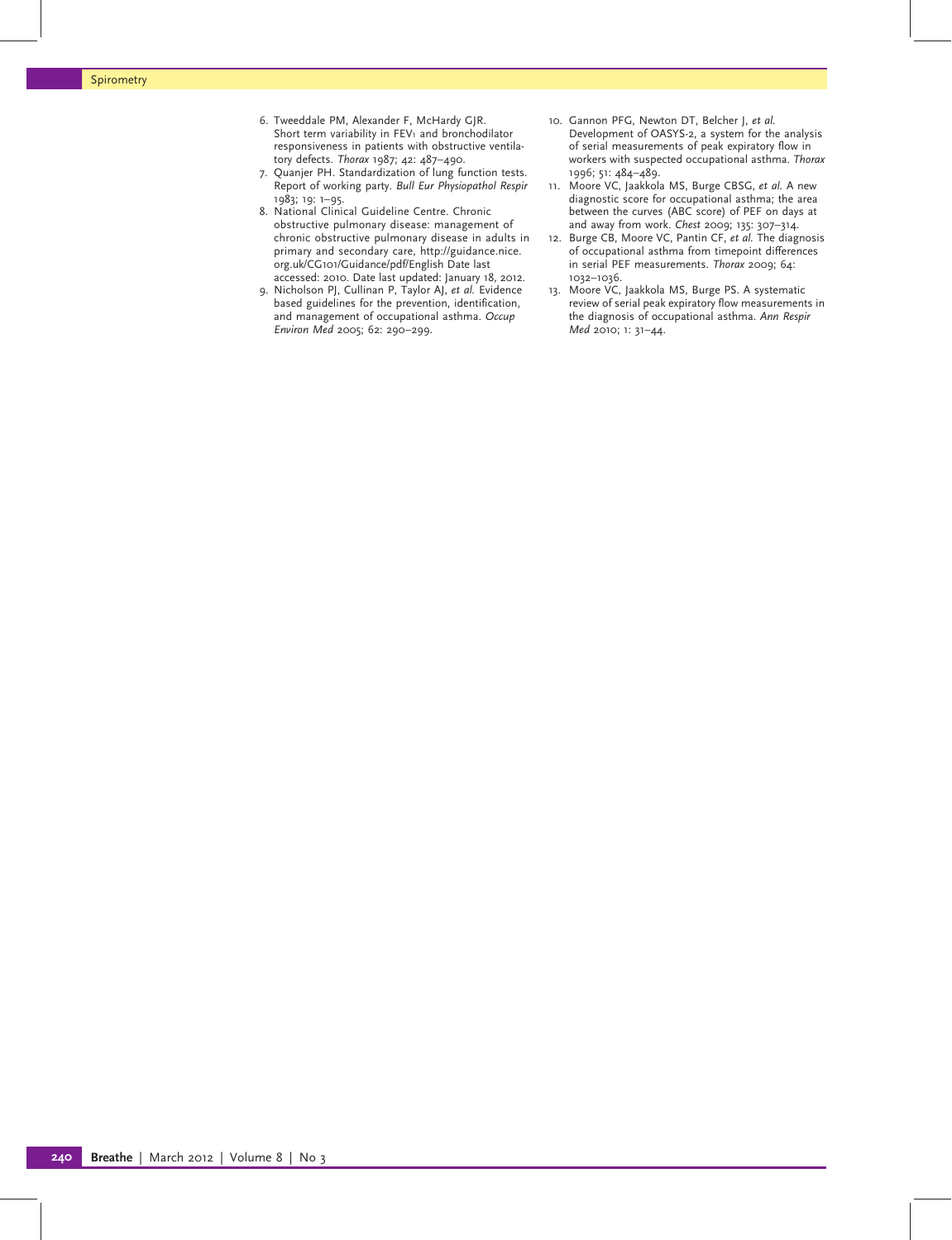6. Tweeddale PM, Alexander F, McHardy GJR. Short term variability in $FEV_1$ and bronchodilator responsiveness in patients with obstructive ventilatory defects. *Thorax* 1987; 42: 487–490.
7. Quanjer PH. Standardization of lung function tests. Report of working party. *Bull Eur Physiopathol Respir* 1983; 19: 1–95.
8. National Clinical Guideline Centre. Chronic obstructive pulmonary disease: management of chronic obstructive pulmonary disease in adults in primary and secondary care, http://guidance.nice.org.uk/CG101/Guidance/pdf/English Date last accessed: 2010. Date last updated: January 18, 2012.
9. Nicholson PJ, Cullinan P, Taylor AJ, *et al.* Evidence based guidelines for the prevention, identification, and management of occupational asthma. *Occup Environ Med* 2005; 62: 290–299.
10. Gannon PFG, Newton DT, Belcher J, *et al.* Development of OASYS-2, a system for the analysis of serial measurements of peak expiratory flow in workers with suspected occupational asthma. *Thorax* 1996; 51: 484–489.
11. Moore VC, Jaakkola MS, Burge CBSG, *et al.* A new diagnostic score for occupational asthma; the area between the curves (ABC score) of PEF on days at and away from work. *Chest* 2009; 135: 307–314.
12. Burge CB, Moore VC, Pantin CF, *et al.* The diagnosis of occupational asthma from timepoint differences in serial PEF measurements. *Thorax* 2009; 64: 1032–1036.
13. Moore VC, Jaakkola MS, Burge PS. A systematic review of serial peak expiratory flow measurements in the diagnosis of occupational asthma. *Ann Respir Med* 2010; 1: 31–44.